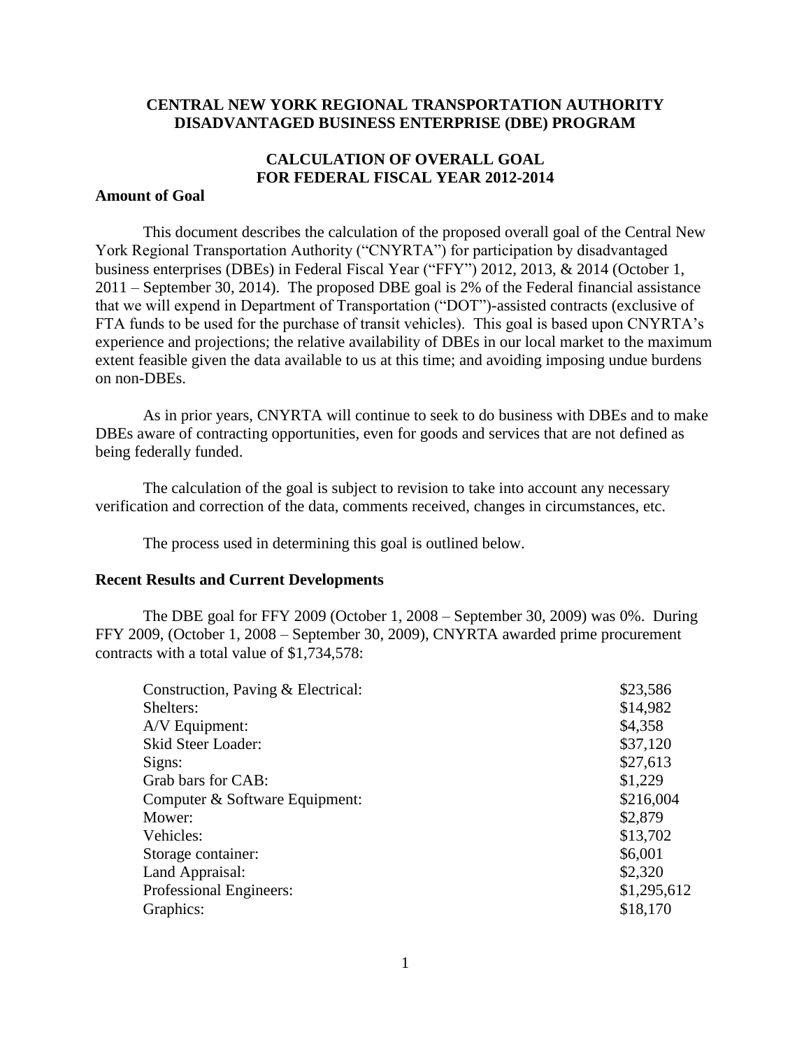**CENTRAL NEW YORK REGIONAL TRANSPORTATION AUTHORITY**
**DISADVANTAGED BUSINESS ENTERPRISE (DBE) PROGRAM**

**CALCULATION OF OVERALL GOAL**
**FOR FEDERAL FISCAL YEAR 2012-2014**

## Amount of Goal

This document describes the calculation of the proposed overall goal of the Central New York Regional Transportation Authority ("CNYRTA") for participation by disadvantaged business enterprises (DBEs) in Federal Fiscal Year ("FFY") 2012, 2013, & 2014 (October 1, 2011 – September 30, 2014). The proposed DBE goal is 2% of the Federal financial assistance that we will expend in Department of Transportation ("DOT")-assisted contracts (exclusive of FTA funds to be used for the purchase of transit vehicles). This goal is based upon CNYRTA's experience and projections; the relative availability of DBEs in our local market to the maximum extent feasible given the data available to us at this time; and avoiding imposing undue burdens on non-DBEs.

As in prior years, CNYRTA will continue to seek to do business with DBEs and to make DBEs aware of contracting opportunities, even for goods and services that are not defined as being federally funded.

The calculation of the goal is subject to revision to take into account any necessary verification and correction of the data, comments received, changes in circumstances, etc.

The process used in determining this goal is outlined below.

## Recent Results and Current Developments

The DBE goal for FFY 2009 (October 1, 2008 – September 30, 2009) was 0%. During FFY 2009, (October 1, 2008 – September 30, 2009), CNYRTA awarded prime procurement contracts with a total value of $1,734,578:

| | |
|---|---|
| Construction, Paving & Electrical: | $23,586 |
| Shelters: | $14,982 |
| A/V Equipment: | $4,358 |
| Skid Steer Loader: | $37,120 |
| Signs: | $27,613 |
| Grab bars for CAB: | $1,229 |
| Computer & Software Equipment: | $216,004 |
| Mower: | $2,879 |
| Vehicles: | $13,702 |
| Storage container: | $6,001 |
| Land Appraisal: | $2,320 |
| Professional Engineers: | $1,295,612 |
| Graphics: | $18,170 |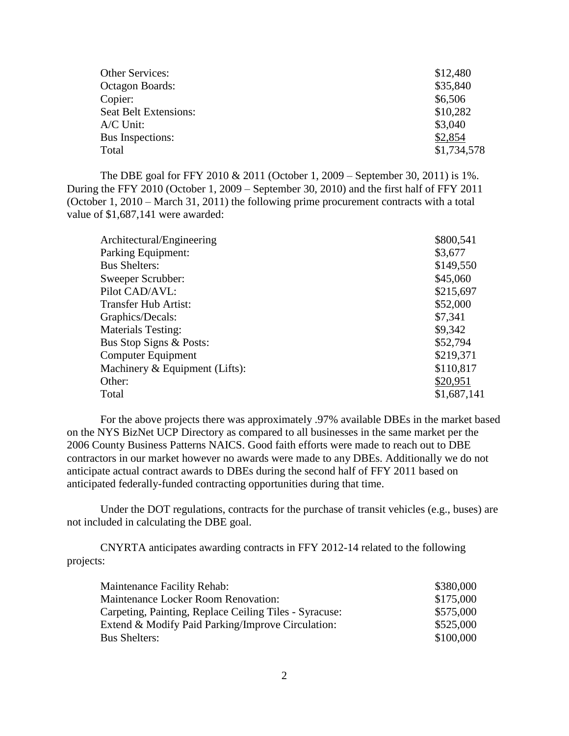| | |
|---|---|
| Other Services: | $12,480 |
| Octagon Boards: | $35,840 |
| Copier: | $6,506 |
| Seat Belt Extensions: | $10,282 |
| A/C Unit: | $3,040 |
| Bus Inspections: | $2,854 |
| Total | $1,734,578 |

The DBE goal for FFY 2010 & 2011 (October 1, 2009 – September 30, 2011) is 1%. During the FFY 2010 (October 1, 2009 – September 30, 2010) and the first half of FFY 2011 (October 1, 2010 – March 31, 2011) the following prime procurement contracts with a total value of $1,687,141 were awarded:

| | |
|---|---|
| Architectural/Engineering | $800,541 |
| Parking Equipment: | $3,677 |
| Bus Shelters: | $149,550 |
| Sweeper Scrubber: | $45,060 |
| Pilot CAD/AVL: | $215,697 |
| Transfer Hub Artist: | $52,000 |
| Graphics/Decals: | $7,341 |
| Materials Testing: | $9,342 |
| Bus Stop Signs & Posts: | $52,794 |
| Computer Equipment | $219,371 |
| Machinery & Equipment (Lifts): | $110,817 |
| Other: | $20,951 |
| Total | $1,687,141 |

For the above projects there was approximately .97% available DBEs in the market based on the NYS BizNet UCP Directory as compared to all businesses in the same market per the 2006 County Business Patterns NAICS. Good faith efforts were made to reach out to DBE contractors in our market however no awards were made to any DBEs. Additionally we do not anticipate actual contract awards to DBEs during the second half of FFY 2011 based on anticipated federally-funded contracting opportunities during that time.

Under the DOT regulations, contracts for the purchase of transit vehicles (e.g., buses) are not included in calculating the DBE goal.

CNYRTA anticipates awarding contracts in FFY 2012-14 related to the following projects:

| | |
|---|---|
| Maintenance Facility Rehab: | $380,000 |
| Maintenance Locker Room Renovation: | $175,000 |
| Carpeting, Painting, Replace Ceiling Tiles - Syracuse: | $575,000 |
| Extend & Modify Paid Parking/Improve Circulation: | $525,000 |
| Bus Shelters: | $100,000 |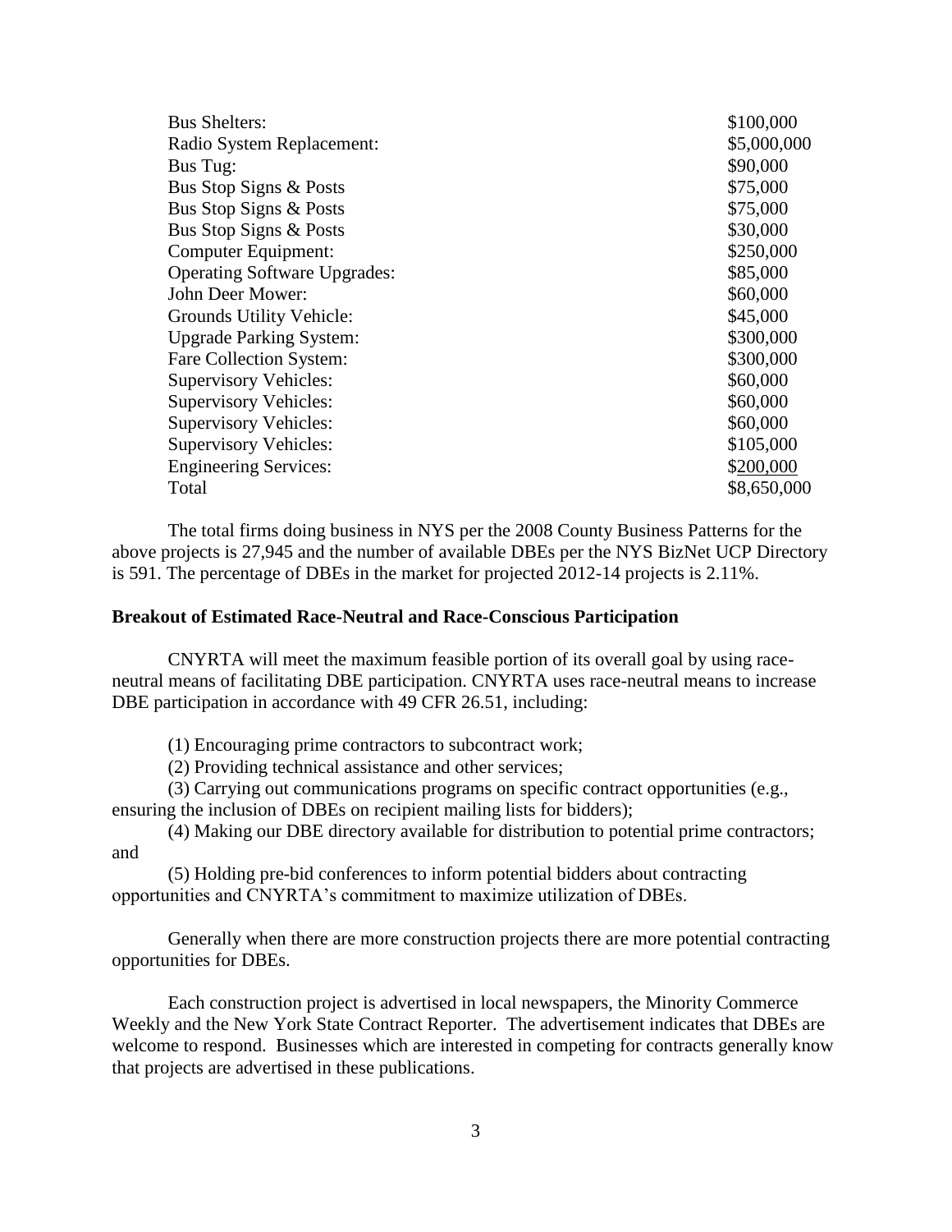| | |
|---|---|
| Bus Shelters: | \$100,000 |
| Radio System Replacement: | \$5,000,000 |
| Bus Tug: | \$90,000 |
| Bus Stop Signs & Posts | \$75,000 |
| Bus Stop Signs & Posts | \$75,000 |
| Bus Stop Signs & Posts | \$30,000 |
| Computer Equipment: | \$250,000 |
| Operating Software Upgrades: | \$85,000 |
| John Deer Mower: | \$60,000 |
| Grounds Utility Vehicle: | \$45,000 |
| Upgrade Parking System: | \$300,000 |
| Fare Collection System: | \$300,000 |
| Supervisory Vehicles: | \$60,000 |
| Supervisory Vehicles: | \$60,000 |
| Supervisory Vehicles: | \$60,000 |
| Supervisory Vehicles: | \$105,000 |
| Engineering Services: | \$200,000 |
| Total | \$8,650,000 |

The total firms doing business in NYS per the 2008 County Business Patterns for the above projects is 27,945 and the number of available DBEs per the NYS BizNet UCP Directory is 591. The percentage of DBEs in the market for projected 2012-14 projects is 2.11%.

**Breakout of Estimated Race-Neutral and Race-Conscious Participation**

CNYRTA will meet the maximum feasible portion of its overall goal by using race-neutral means of facilitating DBE participation. CNYRTA uses race-neutral means to increase DBE participation in accordance with 49 CFR 26.51, including:

(1) Encouraging prime contractors to subcontract work;

(2) Providing technical assistance and other services;

(3) Carrying out communications programs on specific contract opportunities (e.g., ensuring the inclusion of DBEs on recipient mailing lists for bidders);

(4) Making our DBE directory available for distribution to potential prime contractors; and

(5) Holding pre-bid conferences to inform potential bidders about contracting opportunities and CNYRTA's commitment to maximize utilization of DBEs.

Generally when there are more construction projects there are more potential contracting opportunities for DBEs.

Each construction project is advertised in local newspapers, the Minority Commerce Weekly and the New York State Contract Reporter. The advertisement indicates that DBEs are welcome to respond. Businesses which are interested in competing for contracts generally know that projects are advertised in these publications.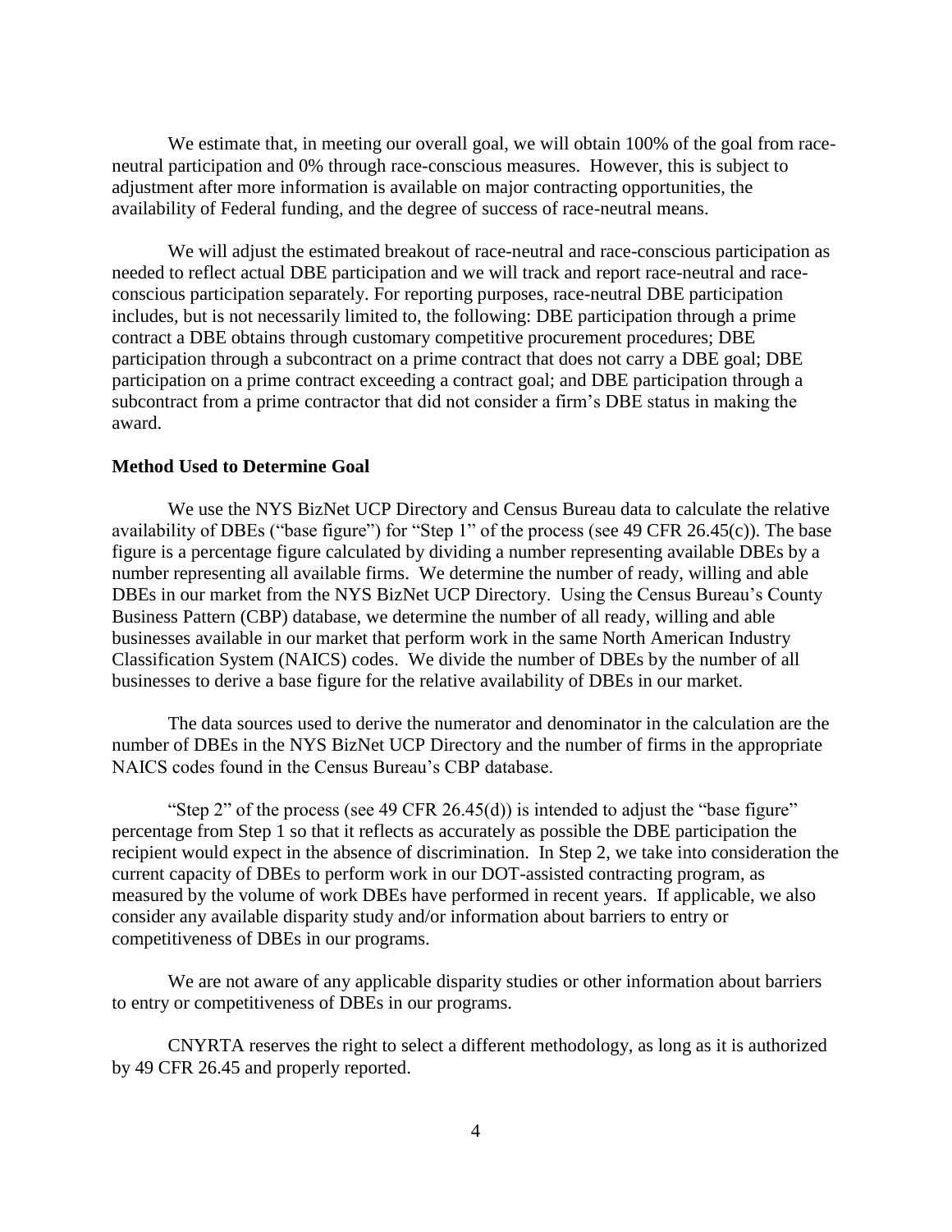We estimate that, in meeting our overall goal, we will obtain 100% of the goal from race-neutral participation and 0% through race-conscious measures. However, this is subject to adjustment after more information is available on major contracting opportunities, the availability of Federal funding, and the degree of success of race-neutral means.

We will adjust the estimated breakout of race-neutral and race-conscious participation as needed to reflect actual DBE participation and we will track and report race-neutral and race-conscious participation separately. For reporting purposes, race-neutral DBE participation includes, but is not necessarily limited to, the following: DBE participation through a prime contract a DBE obtains through customary competitive procurement procedures; DBE participation through a subcontract on a prime contract that does not carry a DBE goal; DBE participation on a prime contract exceeding a contract goal; and DBE participation through a subcontract from a prime contractor that did not consider a firm's DBE status in making the award.

**Method Used to Determine Goal**

We use the NYS BizNet UCP Directory and Census Bureau data to calculate the relative availability of DBEs ("base figure") for "Step 1" of the process (see 49 CFR 26.45(c)). The base figure is a percentage figure calculated by dividing a number representing available DBEs by a number representing all available firms. We determine the number of ready, willing and able DBEs in our market from the NYS BizNet UCP Directory. Using the Census Bureau's County Business Pattern (CBP) database, we determine the number of all ready, willing and able businesses available in our market that perform work in the same North American Industry Classification System (NAICS) codes. We divide the number of DBEs by the number of all businesses to derive a base figure for the relative availability of DBEs in our market.

The data sources used to derive the numerator and denominator in the calculation are the number of DBEs in the NYS BizNet UCP Directory and the number of firms in the appropriate NAICS codes found in the Census Bureau's CBP database.

"Step 2" of the process (see 49 CFR 26.45(d)) is intended to adjust the "base figure" percentage from Step 1 so that it reflects as accurately as possible the DBE participation the recipient would expect in the absence of discrimination. In Step 2, we take into consideration the current capacity of DBEs to perform work in our DOT-assisted contracting program, as measured by the volume of work DBEs have performed in recent years. If applicable, we also consider any available disparity study and/or information about barriers to entry or competitiveness of DBEs in our programs.

We are not aware of any applicable disparity studies or other information about barriers to entry or competitiveness of DBEs in our programs.

CNYRTA reserves the right to select a different methodology, as long as it is authorized by 49 CFR 26.45 and properly reported.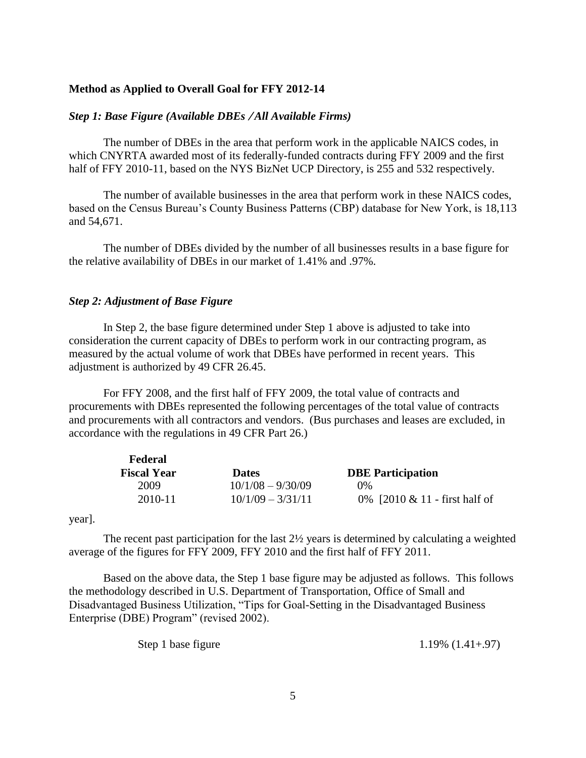**Method as Applied to Overall Goal for FFY 2012-14**

***Step 1: Base Figure (Available DBEs ⁄ All Available Firms)***

The number of DBEs in the area that perform work in the applicable NAICS codes, in which CNYRTA awarded most of its federally-funded contracts during FFY 2009 and the first half of FFY 2010-11, based on the NYS BizNet UCP Directory, is 255 and 532 respectively.

The number of available businesses in the area that perform work in these NAICS codes, based on the Census Bureau's County Business Patterns (CBP) database for New York, is 18,113 and 54,671.

The number of DBEs divided by the number of all businesses results in a base figure for the relative availability of DBEs in our market of 1.41% and .97%.

***Step 2: Adjustment of Base Figure***

In Step 2, the base figure determined under Step 1 above is adjusted to take into consideration the current capacity of DBEs to perform work in our contracting program, as measured by the actual volume of work that DBEs have performed in recent years. This adjustment is authorized by 49 CFR 26.45.

For FFY 2008, and the first half of FFY 2009, the total value of contracts and procurements with DBEs represented the following percentages of the total value of contracts and procurements with all contractors and vendors. (Bus purchases and leases are excluded, in accordance with the regulations in 49 CFR Part 26.)

| Federal Fiscal Year | Dates | DBE Participation |
|---|---|---|
| 2009 | 10/1/08 – 9/30/09 | 0% |
| 2010-11 | 10/1/09 – 3/31/11 | 0% [2010 & 11 - first half of year]. |

The recent past participation for the last 2½ years is determined by calculating a weighted average of the figures for FFY 2009, FFY 2010 and the first half of FFY 2011.

Based on the above data, the Step 1 base figure may be adjusted as follows. This follows the methodology described in U.S. Department of Transportation, Office of Small and Disadvantaged Business Utilization, "Tips for Goal-Setting in the Disadvantaged Business Enterprise (DBE) Program" (revised 2002).

Step 1 base figure 1.19% (1.41+.97)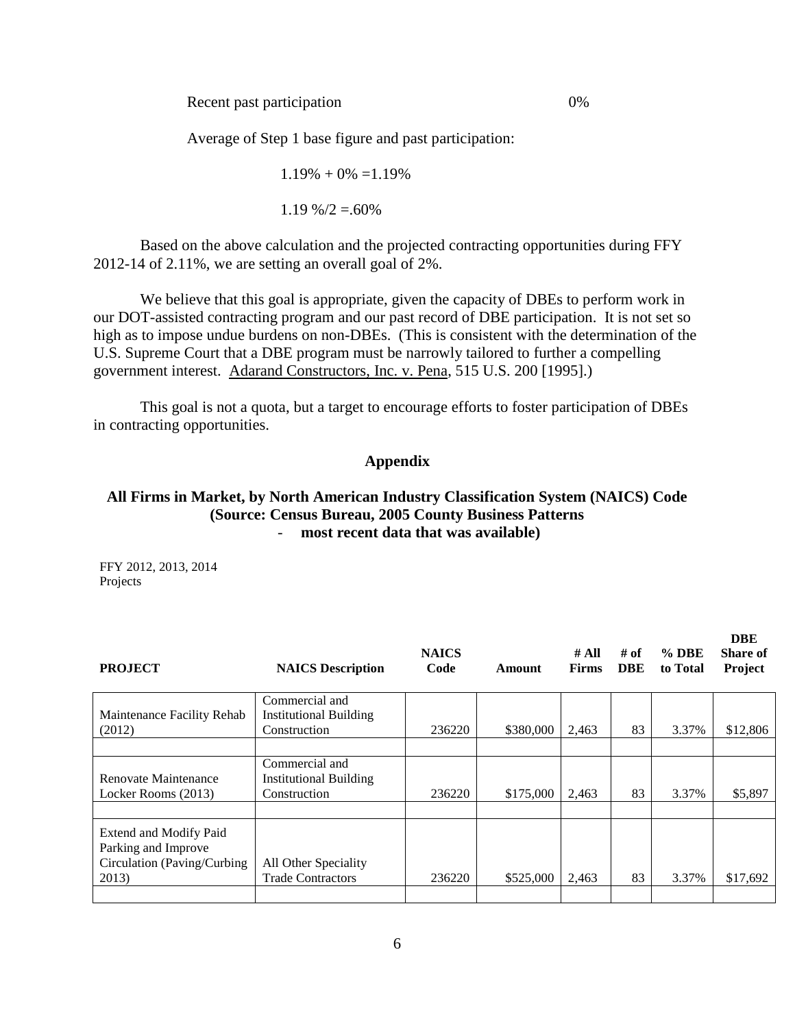Recent past participation 0%

Average of Step 1 base figure and past participation:

1.19% + 0% =1.19%

1.19 %/2 =.60%

Based on the above calculation and the projected contracting opportunities during FFY 2012-14 of 2.11%, we are setting an overall goal of 2%.

We believe that this goal is appropriate, given the capacity of DBEs to perform work in our DOT-assisted contracting program and our past record of DBE participation. It is not set so high as to impose undue burdens on non-DBEs. (This is consistent with the determination of the U.S. Supreme Court that a DBE program must be narrowly tailored to further a compelling government interest. Adarand Constructors, Inc. v. Pena, 515 U.S. 200 [1995].)

This goal is not a quota, but a target to encourage efforts to foster participation of DBEs in contracting opportunities.

## Appendix

### All Firms in Market, by North American Industry Classification System (NAICS) Code (Source: Census Bureau, 2005 County Business Patterns - most recent data that was available)

FFY 2012, 2013, 2014 Projects

| PROJECT | NAICS Description | NAICS Code | Amount | # All Firms | # of DBE | % DBE to Total | DBE Share of Project |
|---|---|---|---|---|---|---|---|
| Maintenance Facility Rehab (2012) | Commercial and Institutional Building Construction | 236220 | \$380,000 | 2,463 | 83 | 3.37% | \$12,806 |
| | | | | | | | |
| Renovate Maintenance Locker Rooms (2013) | Commercial and Institutional Building Construction | 236220 | \$175,000 | 2,463 | 83 | 3.37% | \$5,897 |
| | | | | | | | |
| Extend and Modify Paid Parking and Improve Circulation (Paving/Curbing 2013) | All Other Speciality Trade Contractors | 236220 | \$525,000 | 2,463 | 83 | 3.37% | \$17,692 |
| | | | | | | | |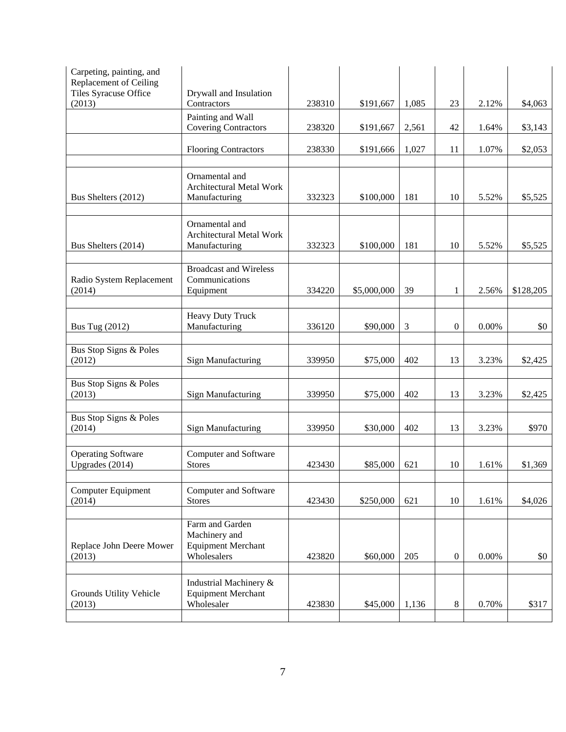| | | | | | | | |
|---|---|---|---|---|---|---|---|
| Carpeting, painting, and Replacement of Ceiling Tiles Syracuse Office (2013) | Drywall and Insulation Contractors | 238310 | $191,667 | 1,085 | 23 | 2.12% | $4,063 |
| | Painting and Wall Covering Contractors | 238320 | $191,667 | 2,561 | 42 | 1.64% | $3,143 |
| | Flooring Contractors | 238330 | $191,666 | 1,027 | 11 | 1.07% | $2,053 |
| | | | | | | | |
| Bus Shelters (2012) | Ornamental and Architectural Metal Work Manufacturing | 332323 | $100,000 | 181 | 10 | 5.52% | $5,525 |
| | | | | | | | |
| Bus Shelters (2014) | Ornamental and Architectural Metal Work Manufacturing | 332323 | $100,000 | 181 | 10 | 5.52% | $5,525 |
| | | | | | | | |
| Radio System Replacement (2014) | Broadcast and Wireless Communications Equipment | 334220 | $5,000,000 | 39 | 1 | 2.56% | $128,205 |
| | | | | | | | |
| Bus Tug (2012) | Heavy Duty Truck Manufacturing | 336120 | $90,000 | 3 | 0 | 0.00% | $0 |
| | | | | | | | |
| Bus Stop Signs & Poles (2012) | Sign Manufacturing | 339950 | $75,000 | 402 | 13 | 3.23% | $2,425 |
| | | | | | | | |
| Bus Stop Signs & Poles (2013) | Sign Manufacturing | 339950 | $75,000 | 402 | 13 | 3.23% | $2,425 |
| | | | | | | | |
| Bus Stop Signs & Poles (2014) | Sign Manufacturing | 339950 | $30,000 | 402 | 13 | 3.23% | $970 |
| | | | | | | | |
| Operating Software Upgrades (2014) | Computer and Software Stores | 423430 | $85,000 | 621 | 10 | 1.61% | $1,369 |
| | | | | | | | |
| Computer Equipment (2014) | Computer and Software Stores | 423430 | $250,000 | 621 | 10 | 1.61% | $4,026 |
| | | | | | | | |
| Replace John Deere Mower (2013) | Farm and Garden Machinery and Equipment Merchant Wholesalers | 423820 | $60,000 | 205 | 0 | 0.00% | $0 |
| | | | | | | | |
| Grounds Utility Vehicle (2013) | Industrial Machinery & Equipment Merchant Wholesaler | 423830 | $45,000 | 1,136 | 8 | 0.70% | $317 |
| | | | | | | | |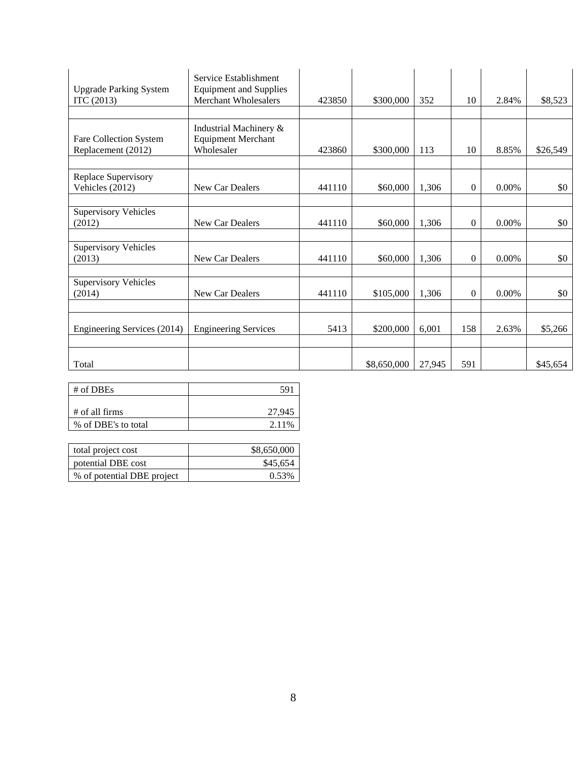| | | | | | | | |
|---|---|---|---|---|---|---|---|
| Upgrade Parking System ITC (2013) | Service Establishment Equipment and Supplies Merchant Wholesalers | 423850 | $300,000 | 352 | 10 | 2.84% | $8,523 |
| | | | | | | | |
| Fare Collection System Replacement (2012) | Industrial Machinery & Equipment Merchant Wholesaler | 423860 | $300,000 | 113 | 10 | 8.85% | $26,549 |
| | | | | | | | |
| Replace Supervisory Vehicles (2012) | New Car Dealers | 441110 | $60,000 | 1,306 | 0 | 0.00% | $0 |
| | | | | | | | |
| Supervisory Vehicles (2012) | New Car Dealers | 441110 | $60,000 | 1,306 | 0 | 0.00% | $0 |
| | | | | | | | |
| Supervisory Vehicles (2013) | New Car Dealers | 441110 | $60,000 | 1,306 | 0 | 0.00% | $0 |
| | | | | | | | |
| Supervisory Vehicles (2014) | New Car Dealers | 441110 | $105,000 | 1,306 | 0 | 0.00% | $0 |
| | | | | | | | |
| Engineering Services (2014) | Engineering Services | 5413 | $200,000 | 6,001 | 158 | 2.63% | $5,266 |
| | | | | | | | |
| Total | | | $8,650,000 | 27,945 | 591 | | $45,654 |

| | |
|---|---|
| # of DBEs | 591 |
| # of all firms | 27,945 |
| % of DBE's to total | 2.11% |

| | |
|---|---|
| total project cost | $8,650,000 |
| potential DBE cost | $45,654 |
| % of potential DBE project | 0.53% |